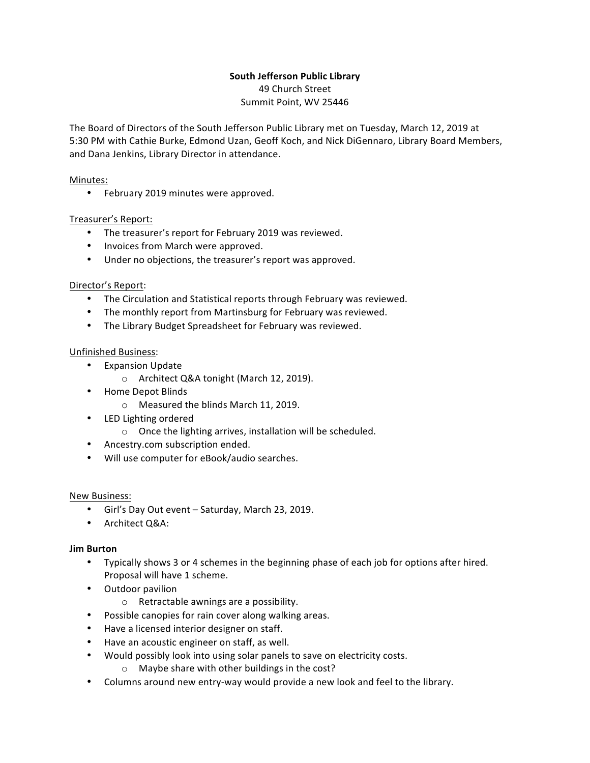**South Jefferson Public Library**
49 Church Street
Summit Point, WV 25446

The Board of Directors of the South Jefferson Public Library met on Tuesday, March 12, 2019 at 5:30 PM with Cathie Burke, Edmond Uzan, Geoff Koch, and Nick DiGennaro, Library Board Members, and Dana Jenkins, Library Director in attendance.

Minutes:

- February 2019 minutes were approved.

Treasurer's Report:

- The treasurer's report for February 2019 was reviewed.
- Invoices from March were approved.
- Under no objections, the treasurer's report was approved.

Director's Report:

- The Circulation and Statistical reports through February was reviewed.
- The monthly report from Martinsburg for February was reviewed.
- The Library Budget Spreadsheet for February was reviewed.

Unfinished Business:

- Expansion Update
    - Architect Q&A tonight (March 12, 2019).
- Home Depot Blinds
    - Measured the blinds March 11, 2019.
- LED Lighting ordered
    - Once the lighting arrives, installation will be scheduled.
- Ancestry.com subscription ended.
- Will use computer for eBook/audio searches.

New Business:

- Girl's Day Out event – Saturday, March 23, 2019.
- Architect Q&A:

**Jim Burton**

- Typically shows 3 or 4 schemes in the beginning phase of each job for options after hired. Proposal will have 1 scheme.
- Outdoor pavilion
    - Retractable awnings are a possibility.
- Possible canopies for rain cover along walking areas.
- Have a licensed interior designer on staff.
- Have an acoustic engineer on staff, as well.
- Would possibly look into using solar panels to save on electricity costs.
    - Maybe share with other buildings in the cost?
- Columns around new entry-way would provide a new look and feel to the library.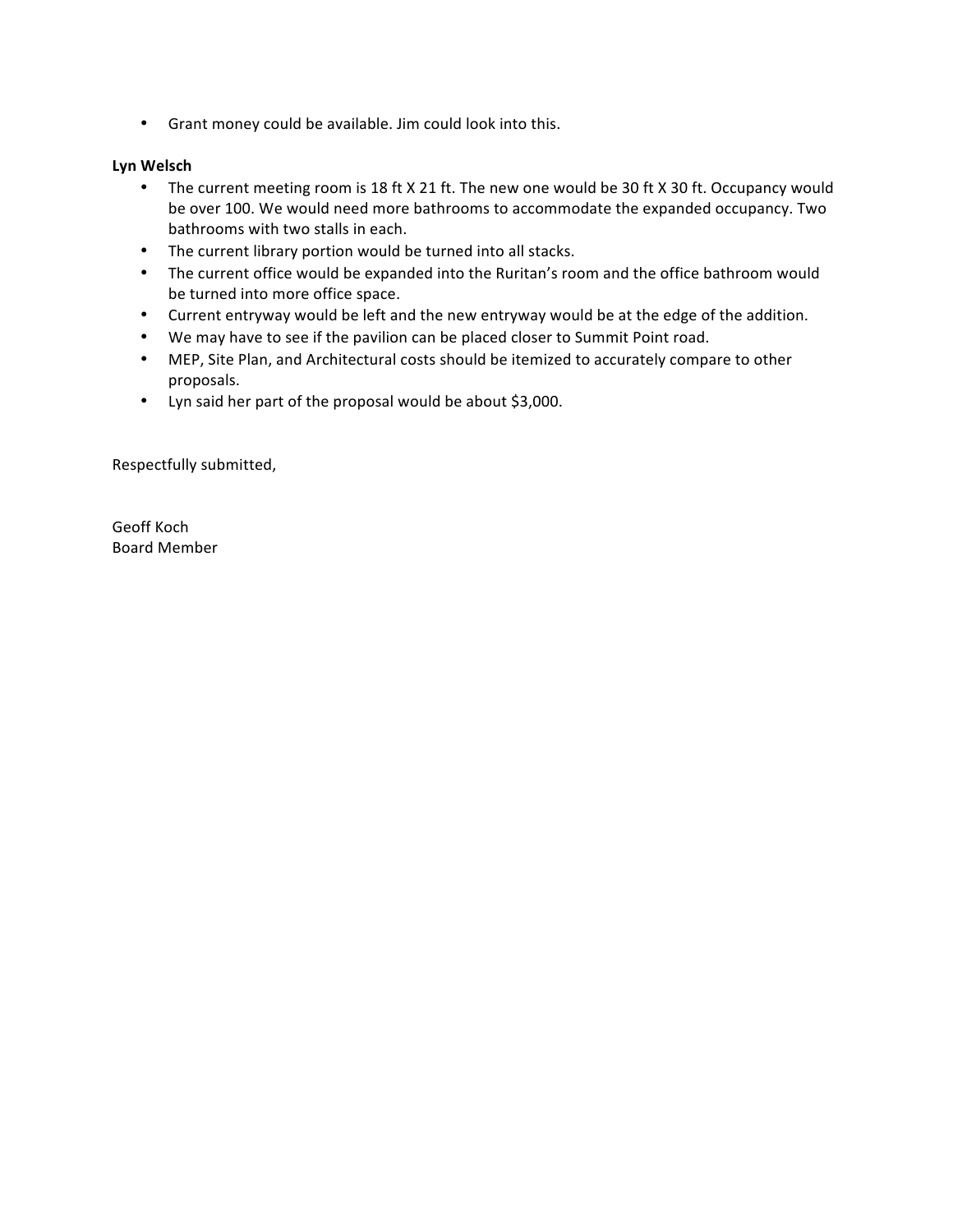- Grant money could be available. Jim could look into this.

**Lyn Welsch**

- The current meeting room is 18 ft X 21 ft. The new one would be 30 ft X 30 ft. Occupancy would be over 100. We would need more bathrooms to accommodate the expanded occupancy. Two bathrooms with two stalls in each.
- The current library portion would be turned into all stacks.
- The current office would be expanded into the Ruritan's room and the office bathroom would be turned into more office space.
- Current entryway would be left and the new entryway would be at the edge of the addition.
- We may have to see if the pavilion can be placed closer to Summit Point road.
- MEP, Site Plan, and Architectural costs should be itemized to accurately compare to other proposals.
- Lyn said her part of the proposal would be about $3,000.

Respectfully submitted,

Geoff Koch
Board Member